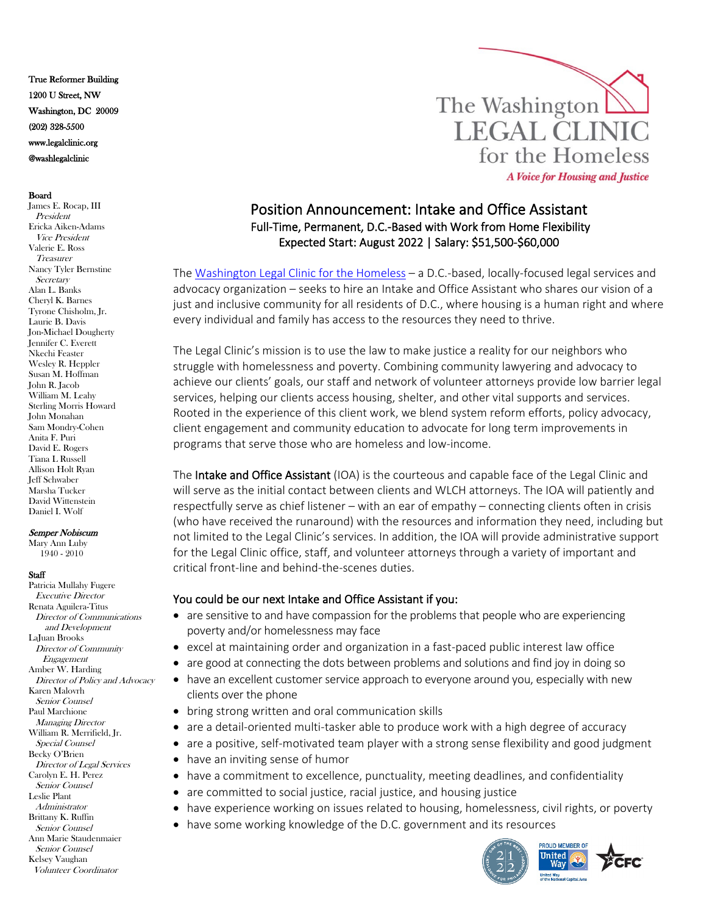True Reformer Building
1200 U Street, NW
Washington, DC 20009
(202) 328-5500
www.legalclinic.org
@washlegalclinic

**Board**
James E. Rocap, III
*President*
Ericka Aiken-Adams
*Vice President*
Valerie E. Ross
*Treasurer*
Nancy Tyler Bernstine
*Secretary*
Alan L. Banks
Cheryl K. Barnes
Tyrone Chisholm, Jr.
Laurie B. Davis
Jon-Michael Dougherty
Jennifer C. Everett
Nkechi Feaster
Wesley R. Heppler
Susan M. Hoffman
John R. Jacob
William M. Leahy
Sterling Morris Howard
John Monahan
Sam Mondry-Cohen
Anita F. Puri
David E. Rogers
Tiana L Russell
Allison Holt Ryan
Jeff Schwaber
Marsha Tucker
David Wittenstein
Daniel I. Wolf

***Semper Nobiscum***
Mary Ann Luby
1940 - 2010

**Staff**
Patricia Mullahy Fugere
*Executive Director*
Renata Aguilera-Titus
*Director of Communications and Development*
LaJuan Brooks
*Director of Community Engagement*
Amber W. Harding
*Director of Policy and Advocacy*
Karen Malovrh
*Senior Counsel*
Paul Marchione
*Managing Director*
William R. Merrifield, Jr.
*Special Counsel*
Becky O'Brien
*Director of Legal Services*
Carolyn E. H. Perez
*Senior Counsel*
Leslie Plant
*Administrator*
Brittany K. Ruffin
*Senior Counsel*
Ann Marie Staudenmaier
*Senior Counsel*
Kelsey Vaughan
*Volunteer Coordinator*

The Washington LEGAL CLINIC for the Homeless
*A Voice for Housing and Justice*

# Position Announcement: Intake and Office Assistant

Full-Time, Permanent, D.C.-Based with Work from Home Flexibility
Expected Start: August 2022 | Salary: $51,500-$60,000

The Washington Legal Clinic for the Homeless – a D.C.-based, locally-focused legal services and advocacy organization – seeks to hire an Intake and Office Assistant who shares our vision of a just and inclusive community for all residents of D.C., where housing is a human right and where every individual and family has access to the resources they need to thrive.

The Legal Clinic's mission is to use the law to make justice a reality for our neighbors who struggle with homelessness and poverty. Combining community lawyering and advocacy to achieve our clients' goals, our staff and network of volunteer attorneys provide low barrier legal services, helping our clients access housing, shelter, and other vital supports and services. Rooted in the experience of this client work, we blend system reform efforts, policy advocacy, client engagement and community education to advocate for long term improvements in programs that serve those who are homeless and low-income.

The **Intake and Office Assistant** (IOA) is the courteous and capable face of the Legal Clinic and will serve as the initial contact between clients and WLCH attorneys. The IOA will patiently and respectfully serve as chief listener – with an ear of empathy – connecting clients often in crisis (who have received the runaround) with the resources and information they need, including but not limited to the Legal Clinic's services. In addition, the IOA will provide administrative support for the Legal Clinic office, staff, and volunteer attorneys through a variety of important and critical front-line and behind-the-scenes duties.

## You could be our next Intake and Office Assistant if you:

- are sensitive to and have compassion for the problems that people who are experiencing poverty and/or homelessness may face
- excel at maintaining order and organization in a fast-paced public interest law office
- are good at connecting the dots between problems and solutions and find joy in doing so
- have an excellent customer service approach to everyone around you, especially with new clients over the phone
- bring strong written and oral communication skills
- are a detail-oriented multi-tasker able to produce work with a high degree of accuracy
- are a positive, self-motivated team player with a strong sense flexibility and good judgment
- have an inviting sense of humor
- have a commitment to excellence, punctuality, meeting deadlines, and confidentiality
- are committed to social justice, racial justice, and housing justice
- have experience working on issues related to housing, homelessness, civil rights, or poverty
- have some working knowledge of the D.C. government and its resources

PROUD MEMBER OF United Way of the National Capital Area
CFC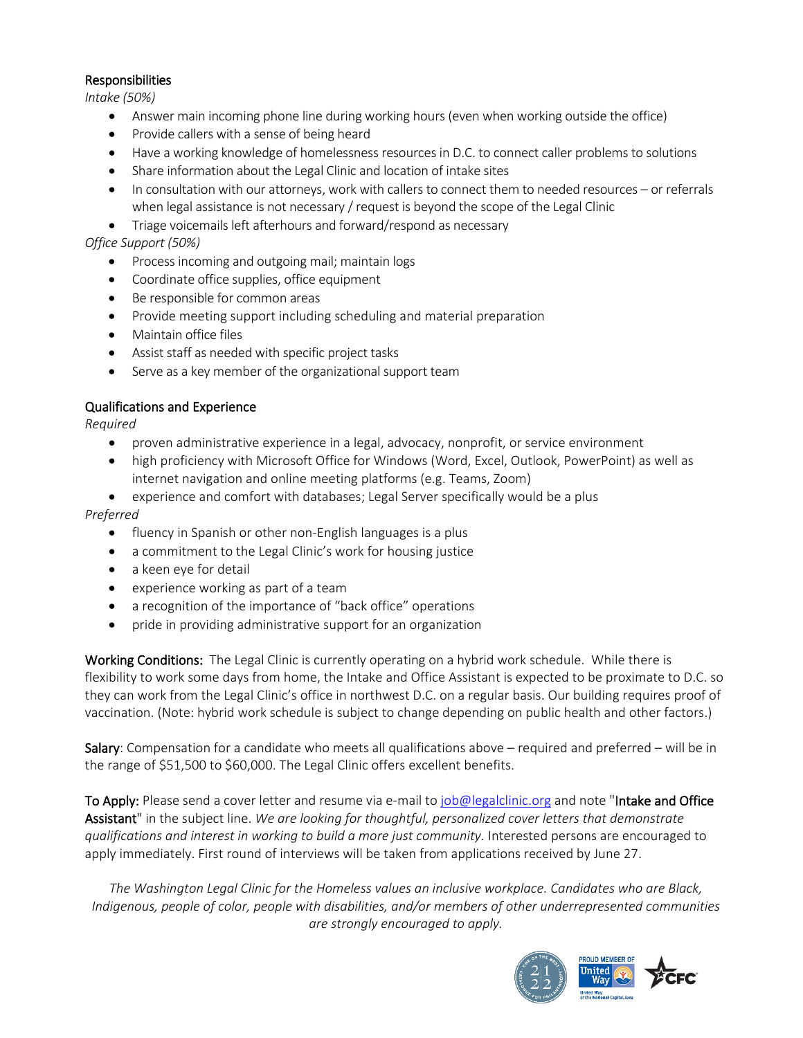## Responsibilities

*Intake (50%)*

- Answer main incoming phone line during working hours (even when working outside the office)
- Provide callers with a sense of being heard
- Have a working knowledge of homelessness resources in D.C. to connect caller problems to solutions
- Share information about the Legal Clinic and location of intake sites
- In consultation with our attorneys, work with callers to connect them to needed resources – or referrals when legal assistance is not necessary / request is beyond the scope of the Legal Clinic
- Triage voicemails left afterhours and forward/respond as necessary

*Office Support (50%)*

- Process incoming and outgoing mail; maintain logs
- Coordinate office supplies, office equipment
- Be responsible for common areas
- Provide meeting support including scheduling and material preparation
- Maintain office files
- Assist staff as needed with specific project tasks
- Serve as a key member of the organizational support team

## Qualifications and Experience

*Required*

- proven administrative experience in a legal, advocacy, nonprofit, or service environment
- high proficiency with Microsoft Office for Windows (Word, Excel, Outlook, PowerPoint) as well as internet navigation and online meeting platforms (e.g. Teams, Zoom)
- experience and comfort with databases; Legal Server specifically would be a plus

*Preferred*

- fluency in Spanish or other non-English languages is a plus
- a commitment to the Legal Clinic's work for housing justice
- a keen eye for detail
- experience working as part of a team
- a recognition of the importance of "back office" operations
- pride in providing administrative support for an organization

**Working Conditions:** The Legal Clinic is currently operating on a hybrid work schedule. While there is flexibility to work some days from home, the Intake and Office Assistant is expected to be proximate to D.C. so they can work from the Legal Clinic's office in northwest D.C. on a regular basis. Our building requires proof of vaccination. (Note: hybrid work schedule is subject to change depending on public health and other factors.)

**Salary**: Compensation for a candidate who meets all qualifications above – required and preferred – will be in the range of $51,500 to $60,000. The Legal Clinic offers excellent benefits.

**To Apply:** Please send a cover letter and resume via e-mail to job@legalclinic.org and note "**Intake and Office Assistant**" in the subject line. *We are looking for thoughtful, personalized cover letters that demonstrate qualifications and interest in working to build a more just community.* Interested persons are encouraged to apply immediately. First round of interviews will be taken from applications received by June 27.

*The Washington Legal Clinic for the Homeless values an inclusive workplace. Candidates who are Black, Indigenous, people of color, people with disabilities, and/or members of other underrepresented communities are strongly encouraged to apply.*